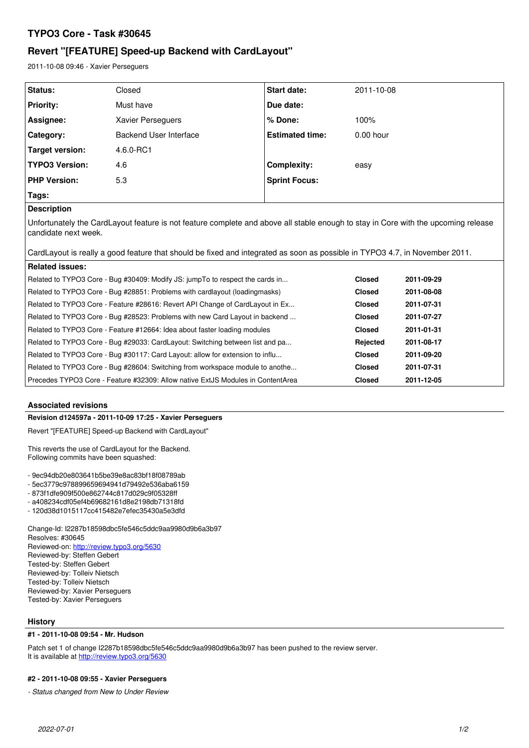# TYPO3 Core - Task #30645

## Revert "[FEATURE] Speed-up Backend with CardLayout"

2011-10-08 09:46 - Xavier Perseguers

| | | | |
|---|---|---|---|
| **Status:** | Closed | **Start date:** | 2011-10-08 |
| **Priority:** | Must have | **Due date:** | |
| **Assignee:** | Xavier Perseguers | **% Done:** | 100% |
| **Category:** | Backend User Interface | **Estimated time:** | 0.00 hour |
| **Target version:** | 4.6.0-RC1 | | |
| **TYPO3 Version:** | 4.6 | **Complexity:** | easy |
| **PHP Version:** | 5.3 | **Sprint Focus:** | |
| **Tags:** | | | |

**Description**

Unfortunately the CardLayout feature is not feature complete and above all stable enough to stay in Core with the upcoming release candidate next week.

CardLayout is really a good feature that should be fixed and integrated as soon as possible in TYPO3 4.7, in November 2011.

**Related issues:**

| | | |
|---|---|---|
| Related to TYPO3 Core - Bug #30409: Modify JS: jumpTo to respect the cards in... | **Closed** | **2011-09-29** |
| Related to TYPO3 Core - Bug #28851: Problems with cardlayout (loadingmasks) | **Closed** | **2011-08-08** |
| Related to TYPO3 Core - Feature #28616: Revert API Change of CardLayout in Ex... | **Closed** | **2011-07-31** |
| Related to TYPO3 Core - Bug #28523: Problems with new Card Layout in backend ... | **Closed** | **2011-07-27** |
| Related to TYPO3 Core - Feature #12664: Idea about faster loading modules | **Closed** | **2011-01-31** |
| Related to TYPO3 Core - Bug #29033: CardLayout: Switching between list and pa... | **Rejected** | **2011-08-17** |
| Related to TYPO3 Core - Bug #30117: Card Layout: allow for extension to influ... | **Closed** | **2011-09-20** |
| Related to TYPO3 Core - Bug #28604: Switching from workspace module to anothe... | **Closed** | **2011-07-31** |
| Precedes TYPO3 Core - Feature #32309: Allow native ExtJS Modules in ContentArea | **Closed** | **2011-12-05** |

### Associated revisions

**Revision d124597a - 2011-10-09 17:25 - Xavier Perseguers**

Revert "[FEATURE] Speed-up Backend with CardLayout"

This reverts the use of CardLayout for the Backend.
Following commits have been squashed:

- 9ec94db20e803641b5be39e8ac83bf18f08789ab
- 5ec3779c978899659694941d79492e536aba6159
- 873f1dfe909f500e862744c817d029c9f05328ff
- a408234cdf05ef4b69682161d8e2198db71318fd
- 120d38d1015117cc415482e7efec35430a5e3dfd

Change-Id: I2287b18598dbc5fe546c5ddc9aa9980d9b6a3b97
Resolves: #30645
Reviewed-on: http://review.typo3.org/5630
Reviewed-by: Steffen Gebert
Tested-by: Steffen Gebert
Reviewed-by: Tolleiv Nietsch
Tested-by: Tolleiv Nietsch
Reviewed-by: Xavier Perseguers
Tested-by: Xavier Perseguers

### History

**#1 - 2011-10-08 09:54 - Mr. Hudson**

Patch set 1 of change I2287b18598dbc5fe546c5ddc9aa9980d9b6a3b97 has been pushed to the review server.
It is available at http://review.typo3.org/5630

**#2 - 2011-10-08 09:55 - Xavier Perseguers**

*- Status changed from New to Under Review*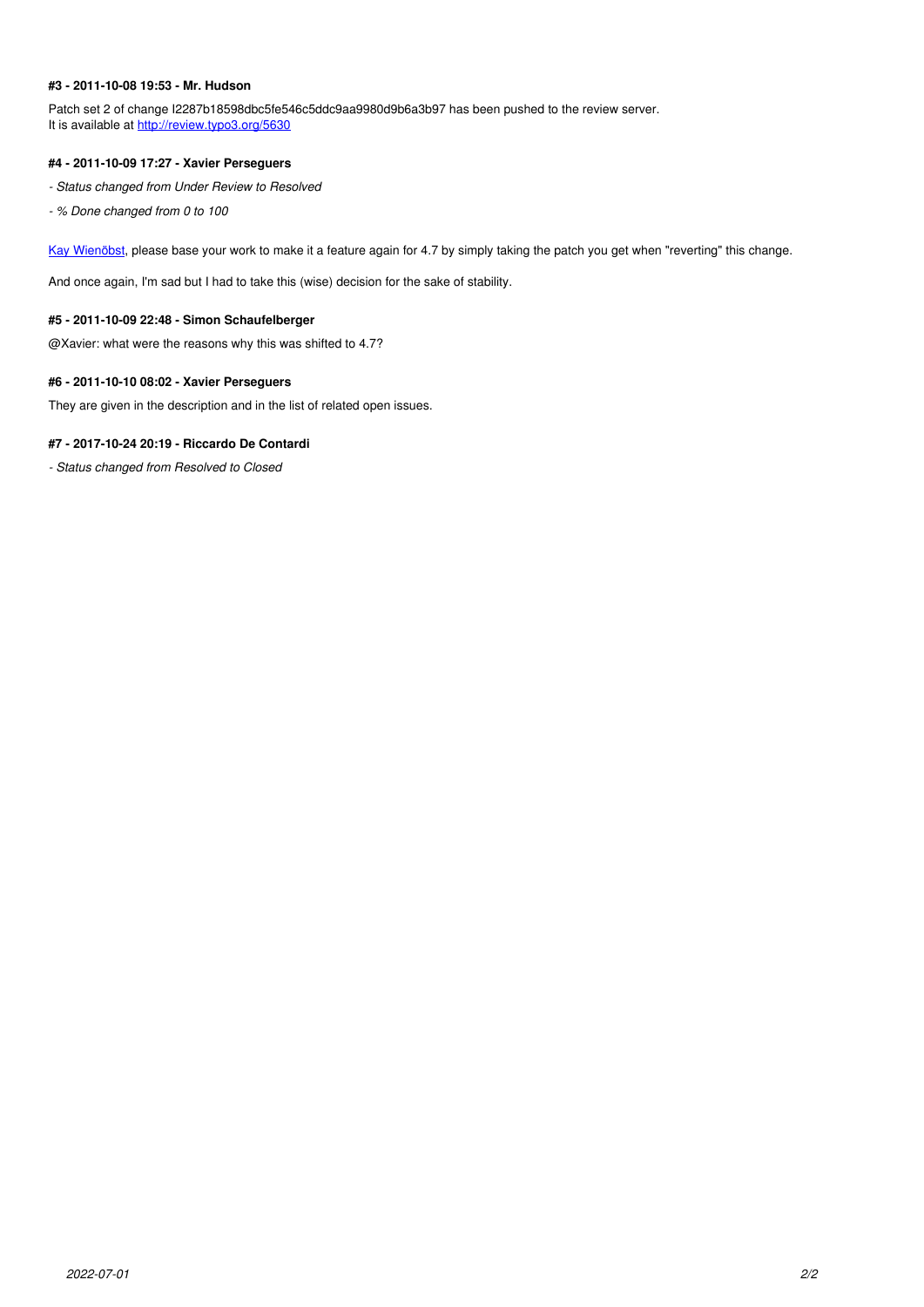#### #3 - 2011-10-08 19:53 - Mr. Hudson

Patch set 2 of change I2287b18598dbc5fe546c5ddc9aa9980d9b6a3b97 has been pushed to the review server.
It is available at http://review.typo3.org/5630

#### #4 - 2011-10-09 17:27 - Xavier Perseguers

*- Status changed from Under Review to Resolved*

*- % Done changed from 0 to 100*

Kay Wienöbst, please base your work to make it a feature again for 4.7 by simply taking the patch you get when "reverting" this change.

And once again, I'm sad but I had to take this (wise) decision for the sake of stability.

#### #5 - 2011-10-09 22:48 - Simon Schaufelberger

@Xavier: what were the reasons why this was shifted to 4.7?

#### #6 - 2011-10-10 08:02 - Xavier Perseguers

They are given in the description and in the list of related open issues.

#### #7 - 2017-10-24 20:19 - Riccardo De Contardi

*- Status changed from Resolved to Closed*